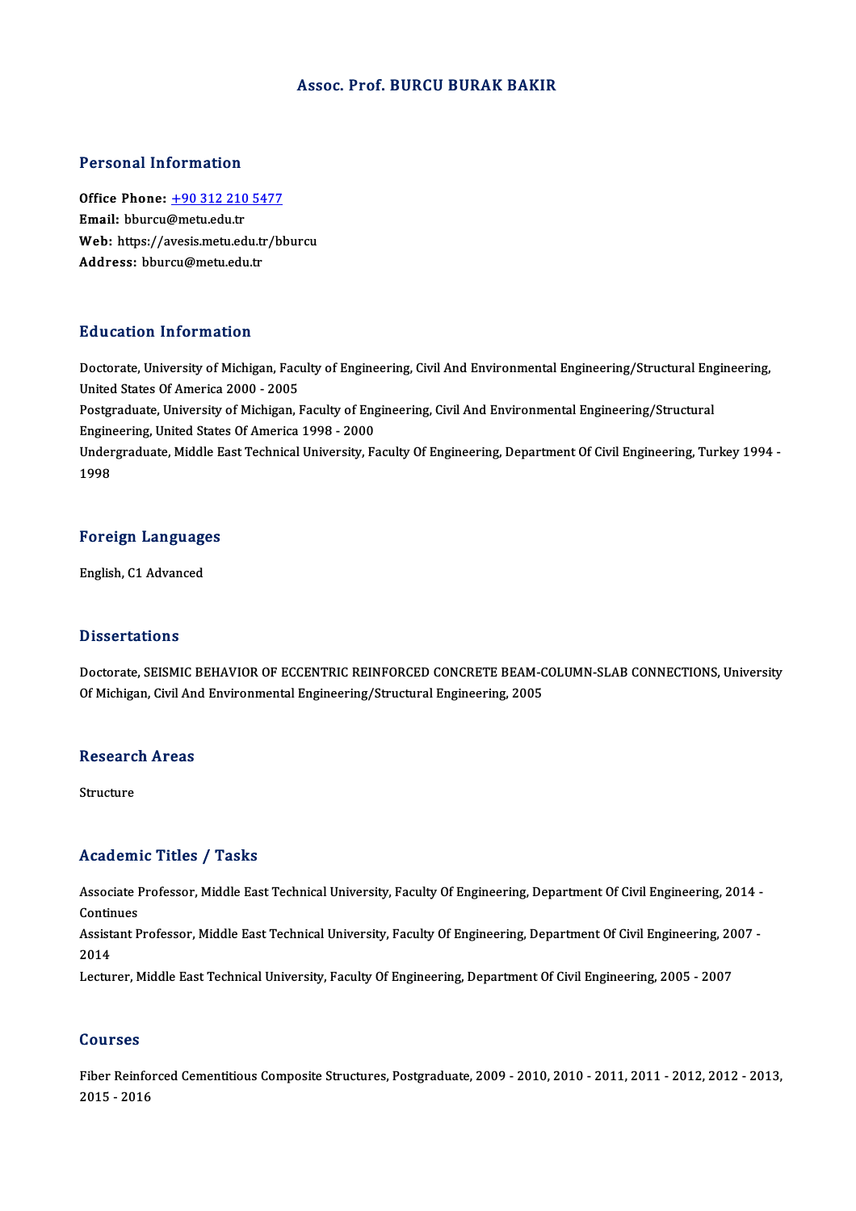# Assoc. Prof. BURCU BURAK BAKIR

## Personal Information

**Office Phone:** [+90 312 210 5477](tel:+903122105477)
**Email:** bburcu@metu.edu.tr
**Web:** https://avesis.metu.edu.tr/bburcu
**Address:** bburcu@metu.edu.tr

## Education Information

Doctorate, University of Michigan, Faculty of Engineering, Civil And Environmental Engineering/Structural Engineering, United States Of America 2000 - 2005
Postgraduate, University of Michigan, Faculty of Engineering, Civil And Environmental Engineering/Structural Engineering, United States Of America 1998 - 2000
Undergraduate, Middle East Technical University, Faculty Of Engineering, Department Of Civil Engineering, Turkey 1994 - 1998

## Foreign Languages

English, C1 Advanced

## Dissertations

Doctorate, SEISMIC BEHAVIOR OF ECCENTRIC REINFORCED CONCRETE BEAM-COLUMN-SLAB CONNECTIONS, University Of Michigan, Civil And Environmental Engineering/Structural Engineering, 2005

## Research Areas

Structure

## Academic Titles / Tasks

Associate Professor, Middle East Technical University, Faculty Of Engineering, Department Of Civil Engineering, 2014 - Continues
Assistant Professor, Middle East Technical University, Faculty Of Engineering, Department Of Civil Engineering, 2007 - 2014
Lecturer, Middle East Technical University, Faculty Of Engineering, Department Of Civil Engineering, 2005 - 2007

## Courses

Fiber Reinforced Cementitious Composite Structures, Postgraduate, 2009 - 2010, 2010 - 2011, 2011 - 2012, 2012 - 2013, 2015 - 2016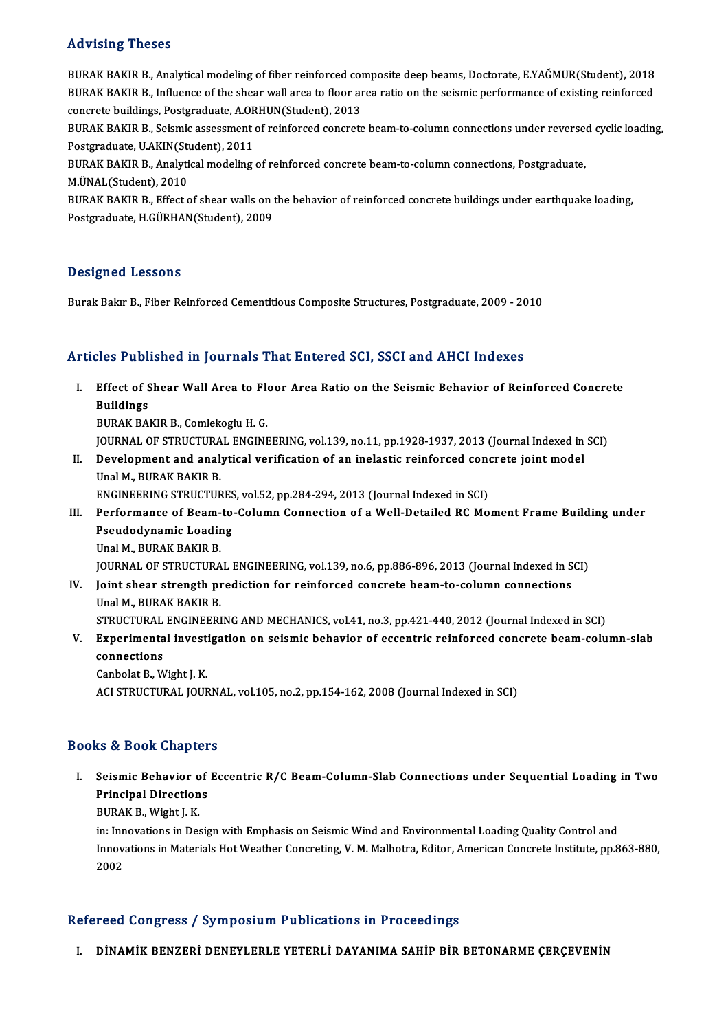## Advising Theses

BURAK BAKIR B., Analytical modeling of fiber reinforced composite deep beams, Doctorate, E.YAĞMUR(Student), 2018
BURAK BAKIR B., Influence of the shear wall area to floor area ratio on the seismic performance of existing reinforced concrete buildings, Postgraduate, A.ORHUN(Student), 2013
BURAK BAKIR B., Seismic assessment of reinforced concrete beam-to-column connections under reversed cyclic loading, Postgraduate, U.AKIN(Student), 2011
BURAK BAKIR B., Analytical modeling of reinforced concrete beam-to-column connections, Postgraduate, M.ÜNAL(Student), 2010
BURAK BAKIR B., Effect of shear walls on the behavior of reinforced concrete buildings under earthquake loading, Postgraduate, H.GÜRHAN(Student), 2009

## Designed Lessons

Burak Bakır B., Fiber Reinforced Cementitious Composite Structures, Postgraduate, 2009 - 2010

## Articles Published in Journals That Entered SCI, SSCI and AHCI Indexes

I. **Effect of Shear Wall Area to Floor Area Ratio on the Seismic Behavior of Reinforced Concrete Buildings**
BURAK BAKIR B., Comlekoglu H. G.
JOURNAL OF STRUCTURAL ENGINEERING, vol.139, no.11, pp.1928-1937, 2013 (Journal Indexed in SCI)

II. **Development and analytical verification of an inelastic reinforced concrete joint model**
Unal M., BURAK BAKIR B.
ENGINEERING STRUCTURES, vol.52, pp.284-294, 2013 (Journal Indexed in SCI)

III. **Performance of Beam-to-Column Connection of a Well-Detailed RC Moment Frame Building under Pseudodynamic Loading**
Unal M., BURAK BAKIR B.
JOURNAL OF STRUCTURAL ENGINEERING, vol.139, no.6, pp.886-896, 2013 (Journal Indexed in SCI)

IV. **Joint shear strength prediction for reinforced concrete beam-to-column connections**
Unal M., BURAK BAKIR B.
STRUCTURAL ENGINEERING AND MECHANICS, vol.41, no.3, pp.421-440, 2012 (Journal Indexed in SCI)

V. **Experimental investigation on seismic behavior of eccentric reinforced concrete beam-column-slab connections**
Canbolat B., Wight J. K.
ACI STRUCTURAL JOURNAL, vol.105, no.2, pp.154-162, 2008 (Journal Indexed in SCI)

## Books & Book Chapters

I. **Seismic Behavior of Eccentric R/C Beam-Column-Slab Connections under Sequential Loading in Two Principal Directions**
BURAK B., Wight J. K.
in: Innovations in Design with Emphasis on Seismic Wind and Environmental Loading Quality Control and Innovations in Materials Hot Weather Concreting, V. M. Malhotra, Editor, American Concrete Institute, pp.863-880, 2002

## Refereed Congress / Symposium Publications in Proceedings

I. **DİNAMİK BENZERİ DENEYLERLE YETERLİ DAYANIMA SAHİP BİR BETONARME ÇERÇEVENİN**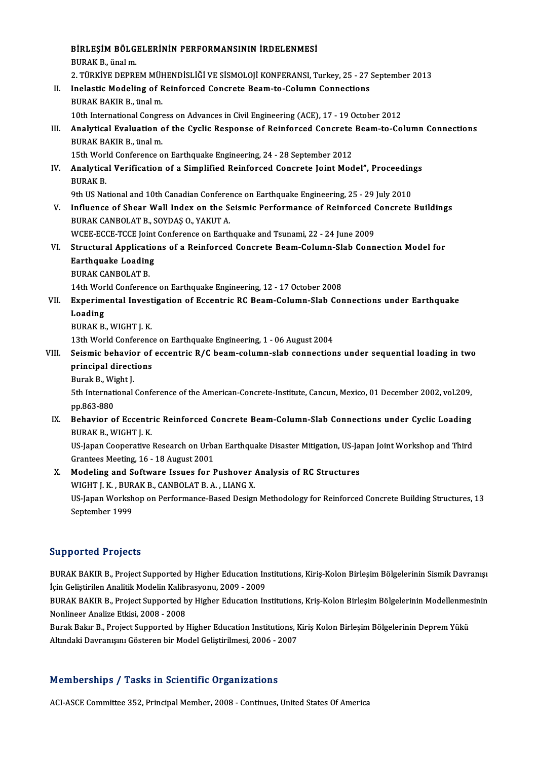**BİRLEŞİM BÖLGELERİNİN PERFORMANSININ İRDELENMESİ**
BURAK B., ünal m.
2. TÜRKİYE DEPREM MÜHENDİSLİĞİ VE SİSMOLOJİ KONFERANSI, Turkey, 25 - 27 September 2013

II. **Inelastic Modeling of Reinforced Concrete Beam-to-Column Connections**
BURAK BAKIR B., ünal m.
10th International Congress on Advances in Civil Engineering (ACE), 17 - 19 October 2012

III. **Analytical Evaluation of the Cyclic Response of Reinforced Concrete Beam-to-Column Connections**
BURAK BAKIR B., ünal m.
15th World Conference on Earthquake Engineering, 24 - 28 September 2012

IV. **Analytical Verification of a Simplified Reinforced Concrete Joint Model", Proceedings**
BURAK B.
9th US National and 10th Canadian Conference on Earthquake Engineering, 25 - 29 July 2010

V. **Influence of Shear Wall Index on the Seismic Performance of Reinforced Concrete Buildings**
BURAK CANBOLAT B., SOYDAŞ O., YAKUT A.
WCEE-ECCE-TCCE Joint Conference on Earthquake and Tsunami, 22 - 24 June 2009

VI. **Structural Applications of a Reinforced Concrete Beam-Column-Slab Connection Model for Earthquake Loading**
BURAK CANBOLAT B.
14th World Conference on Earthquake Engineering, 12 - 17 October 2008

VII. **Experimental Investigation of Eccentric RC Beam-Column-Slab Connections under Earthquake Loading**
BURAK B., WIGHT J. K.
13th World Conference on Earthquake Engineering, 1 - 06 August 2004

VIII. **Seismic behavior of eccentric R/C beam-column-slab connections under sequential loading in two principal directions**
Burak B., Wight J.
5th International Conference of the American-Concrete-Institute, Cancun, Mexico, 01 December 2002, vol.209, pp.863-880

IX. **Behavior of Eccentric Reinforced Concrete Beam-Column-Slab Connections under Cyclic Loading**
BURAK B., WIGHT J. K.
US-Japan Cooperative Research on Urban Earthquake Disaster Mitigation, US-Japan Joint Workshop and Third Grantees Meeting, 16 - 18 August 2001

X. **Modeling and Software Issues for Pushover Analysis of RC Structures**
WIGHT J. K. , BURAK B., CANBOLAT B. A. , LIANG X.
US-Japan Workshop on Performance-Based Design Methodology for Reinforced Concrete Building Structures, 13 September 1999

## Supported Projects

BURAK BAKIR B., Project Supported by Higher Education Institutions, Kiriş-Kolon Birleşim Bölgelerinin Sismik Davranışı İçin Geliştirilen Analitik Modelin Kalibrasyonu, 2009 - 2009

BURAK BAKIR B., Project Supported by Higher Education Institutions, Kriş-Kolon Birleşim Bölgelerinin Modellenmesinin Nonlineer Analize Etkisi, 2008 - 2008

Burak Bakır B., Project Supported by Higher Education Institutions, Kiriş Kolon Birleşim Bölgelerinin Deprem Yükü Altındaki Davranışını Gösteren bir Model Geliştirilmesi, 2006 - 2007

## Memberships / Tasks in Scientific Organizations

ACI-ASCE Committee 352, Principal Member, 2008 - Continues, United States Of America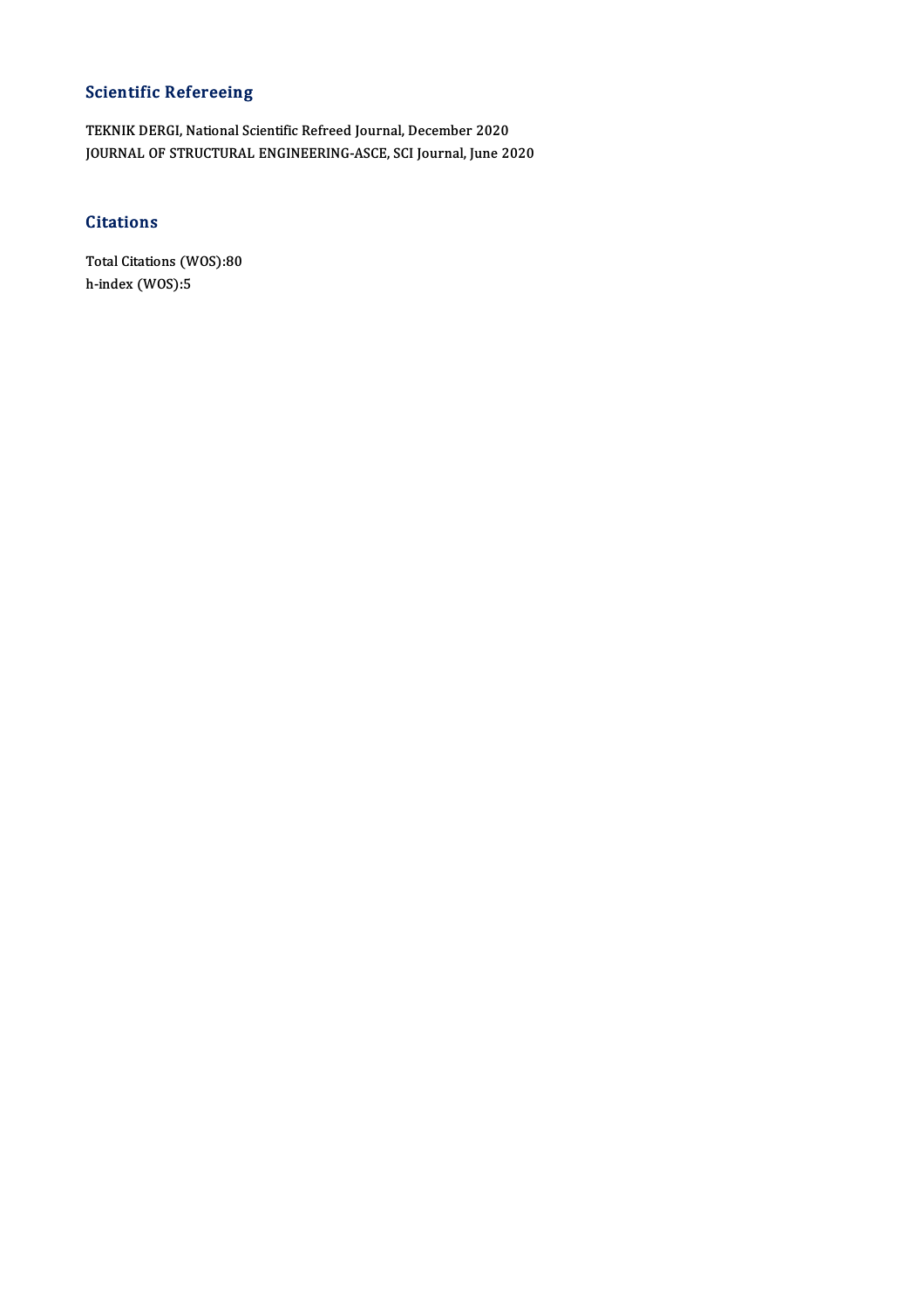## Scientific Refereeing

TEKNIK DERGI, National Scientific Refreed Journal, December 2020
JOURNAL OF STRUCTURAL ENGINEERING-ASCE, SCI Journal, June 2020

## Citations

Total Citations (WOS):80
h-index (WOS):5